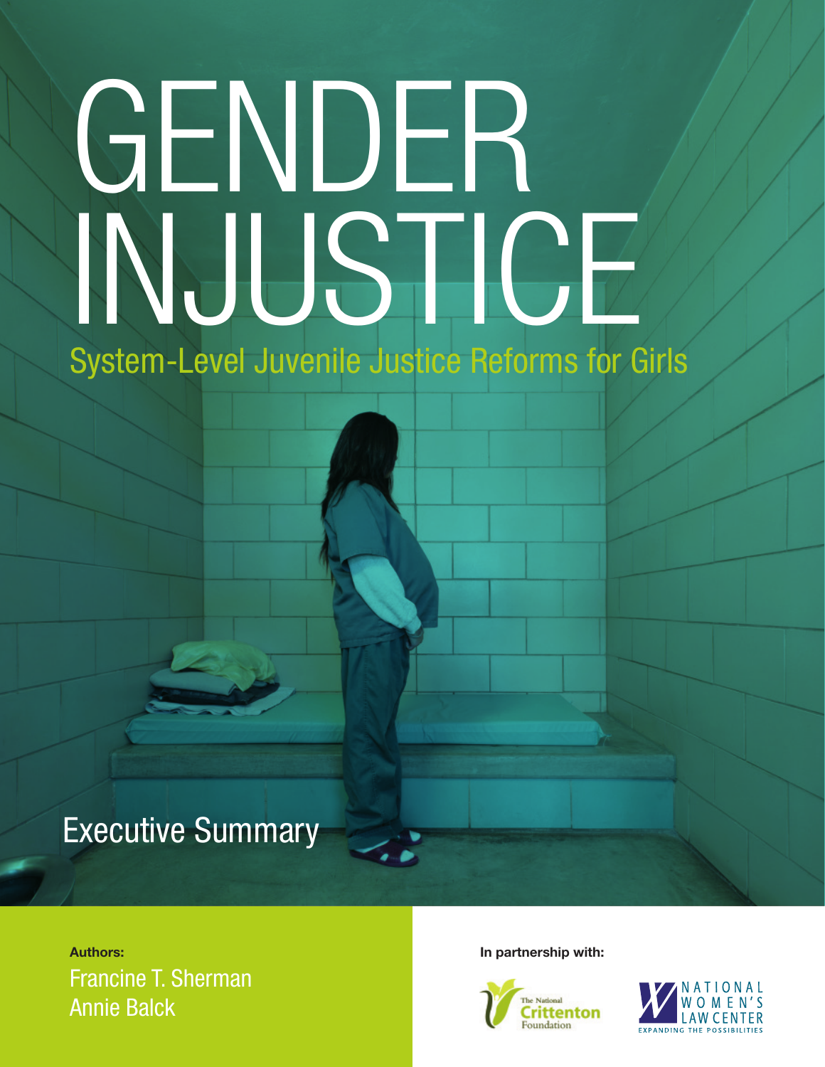# GENDER INJUSTICE

## System-Level Juvenile Justice Reforms for Girls

Executive Summary

**Authors:**

Francine T. Sherman

Annie Balck

**In partnership with:**

The National Crittenton Foundation

National Women's Law Center

Expanding the Possibilities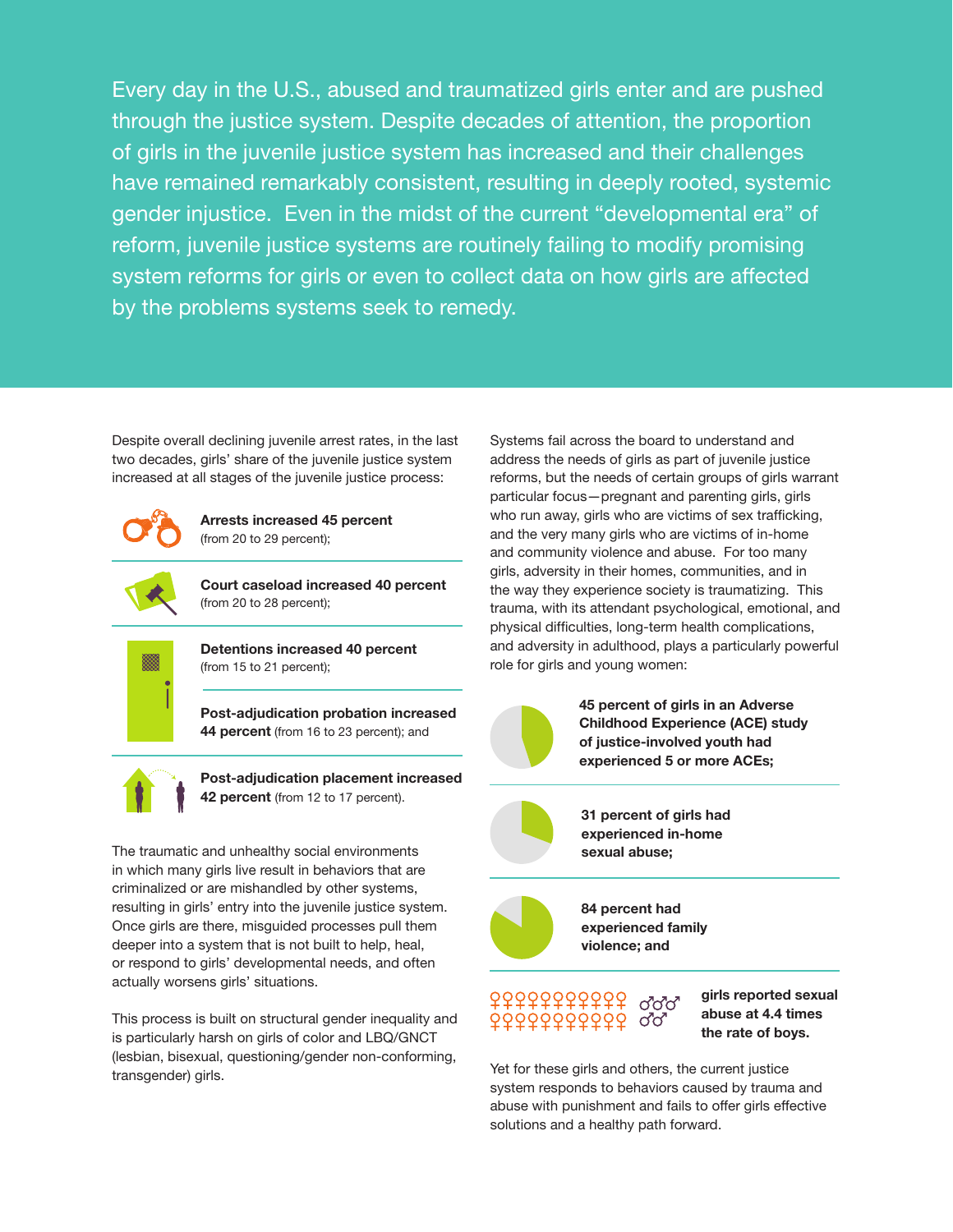Every day in the U.S., abused and traumatized girls enter and are pushed through the justice system. Despite decades of attention, the proportion of girls in the juvenile justice system has increased and their challenges have remained remarkably consistent, resulting in deeply rooted, systemic gender injustice. Even in the midst of the current "developmental era" of reform, juvenile justice systems are routinely failing to modify promising system reforms for girls or even to collect data on how girls are affected by the problems systems seek to remedy.

Despite overall declining juvenile arrest rates, in the last two decades, girls' share of the juvenile justice system increased at all stages of the juvenile justice process:

- **Arrests increased 45 percent** (from 20 to 29 percent);
- **Court caseload increased 40 percent** (from 20 to 28 percent);
- **Detentions increased 40 percent** (from 15 to 21 percent);
- **Post-adjudication probation increased 44 percent** (from 16 to 23 percent); and
- **Post-adjudication placement increased 42 percent** (from 12 to 17 percent).

The traumatic and unhealthy social environments in which many girls live result in behaviors that are criminalized or are mishandled by other systems, resulting in girls' entry into the juvenile justice system. Once girls are there, misguided processes pull them deeper into a system that is not built to help, heal, or respond to girls' developmental needs, and often actually worsens girls' situations.

This process is built on structural gender inequality and is particularly harsh on girls of color and LBQ/GNCT (lesbian, bisexual, questioning/gender non-conforming, transgender) girls.

Systems fail across the board to understand and address the needs of girls as part of juvenile justice reforms, but the needs of certain groups of girls warrant particular focus—pregnant and parenting girls, girls who run away, girls who are victims of sex trafficking, and the very many girls who are victims of in-home and community violence and abuse. For too many girls, adversity in their homes, communities, and in the way they experience society is traumatizing. This trauma, with its attendant psychological, emotional, and physical difficulties, long-term health complications, and adversity in adulthood, plays a particularly powerful role for girls and young women:

- **45 percent of girls in an Adverse Childhood Experience (ACE) study of justice-involved youth had experienced 5 or more ACEs;**
- **31 percent of girls had experienced in-home sexual abuse;**
- **84 percent had experienced family violence; and**
- **girls reported sexual abuse at 4.4 times the rate of boys.**

Yet for these girls and others, the current justice system responds to behaviors caused by trauma and abuse with punishment and fails to offer girls effective solutions and a healthy path forward.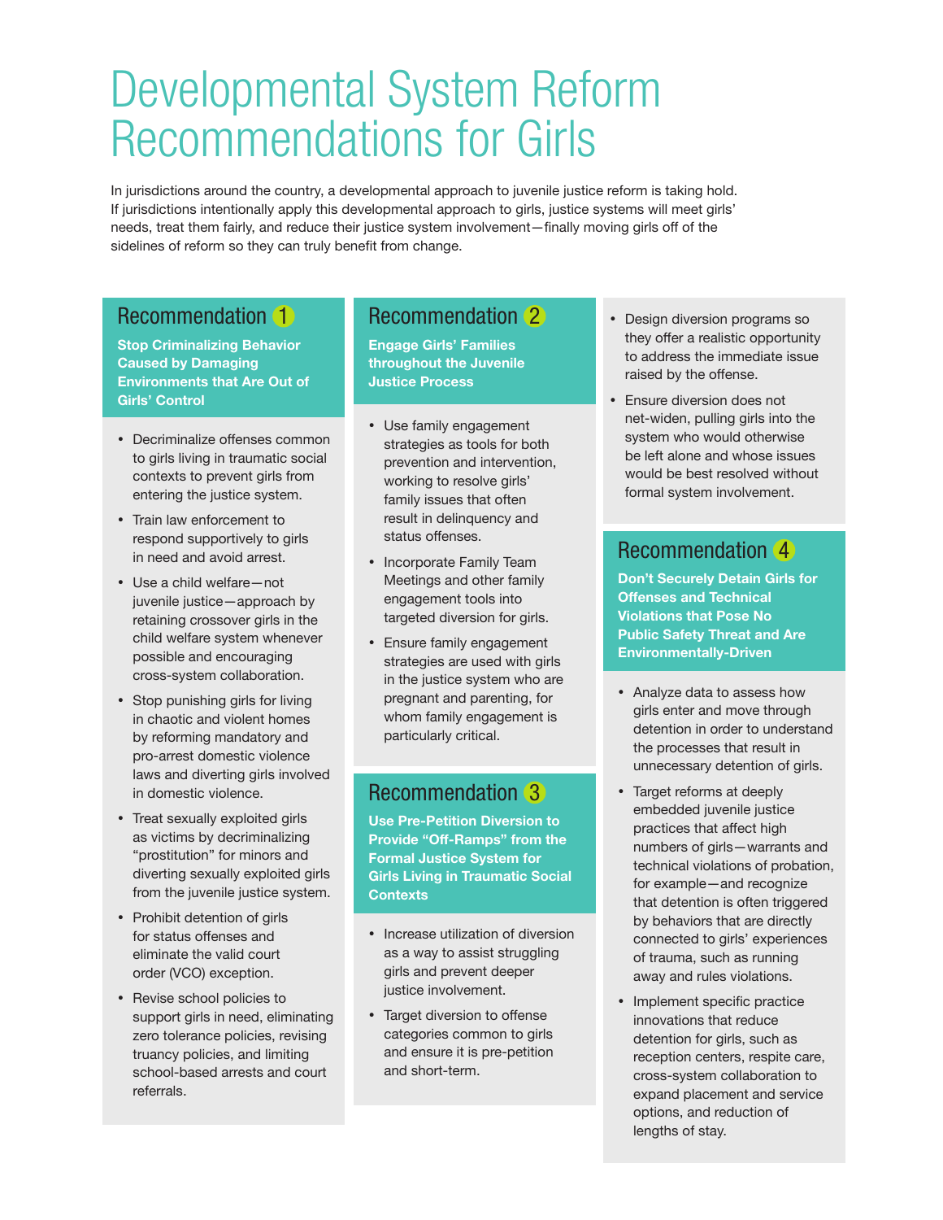# Developmental System Reform Recommendations for Girls

In jurisdictions around the country, a developmental approach to juvenile justice reform is taking hold. If jurisdictions intentionally apply this developmental approach to girls, justice systems will meet girls' needs, treat them fairly, and reduce their justice system involvement—finally moving girls off of the sidelines of reform so they can truly benefit from change.

## Recommendation 1

**Stop Criminalizing Behavior Caused by Damaging Environments that Are Out of Girls' Control**

- Decriminalize offenses common to girls living in traumatic social contexts to prevent girls from entering the justice system.
- Train law enforcement to respond supportively to girls in need and avoid arrest.
- Use a child welfare—not juvenile justice—approach by retaining crossover girls in the child welfare system whenever possible and encouraging cross-system collaboration.
- Stop punishing girls for living in chaotic and violent homes by reforming mandatory and pro-arrest domestic violence laws and diverting girls involved in domestic violence.
- Treat sexually exploited girls as victims by decriminalizing "prostitution" for minors and diverting sexually exploited girls from the juvenile justice system.
- Prohibit detention of girls for status offenses and eliminate the valid court order (VCO) exception.
- Revise school policies to support girls in need, eliminating zero tolerance policies, revising truancy policies, and limiting school-based arrests and court referrals.

## Recommendation 2

**Engage Girls' Families throughout the Juvenile Justice Process**

- Use family engagement strategies as tools for both prevention and intervention, working to resolve girls' family issues that often result in delinquency and status offenses.
- Incorporate Family Team Meetings and other family engagement tools into targeted diversion for girls.
- Ensure family engagement strategies are used with girls in the justice system who are pregnant and parenting, for whom family engagement is particularly critical.

## Recommendation 3

**Use Pre-Petition Diversion to Provide "Off-Ramps" from the Formal Justice System for Girls Living in Traumatic Social Contexts**

- Increase utilization of diversion as a way to assist struggling girls and prevent deeper justice involvement.
- Target diversion to offense categories common to girls and ensure it is pre-petition and short-term.
- Design diversion programs so they offer a realistic opportunity to address the immediate issue raised by the offense.
- Ensure diversion does not net-widen, pulling girls into the system who would otherwise be left alone and whose issues would be best resolved without formal system involvement.

## Recommendation 4

**Don't Securely Detain Girls for Offenses and Technical Violations that Pose No Public Safety Threat and Are Environmentally-Driven**

- Analyze data to assess how girls enter and move through detention in order to understand the processes that result in unnecessary detention of girls.
- Target reforms at deeply embedded juvenile justice practices that affect high numbers of girls—warrants and technical violations of probation, for example—and recognize that detention is often triggered by behaviors that are directly connected to girls' experiences of trauma, such as running away and rules violations.
- Implement specific practice innovations that reduce detention for girls, such as reception centers, respite care, cross-system collaboration to expand placement and service options, and reduction of lengths of stay.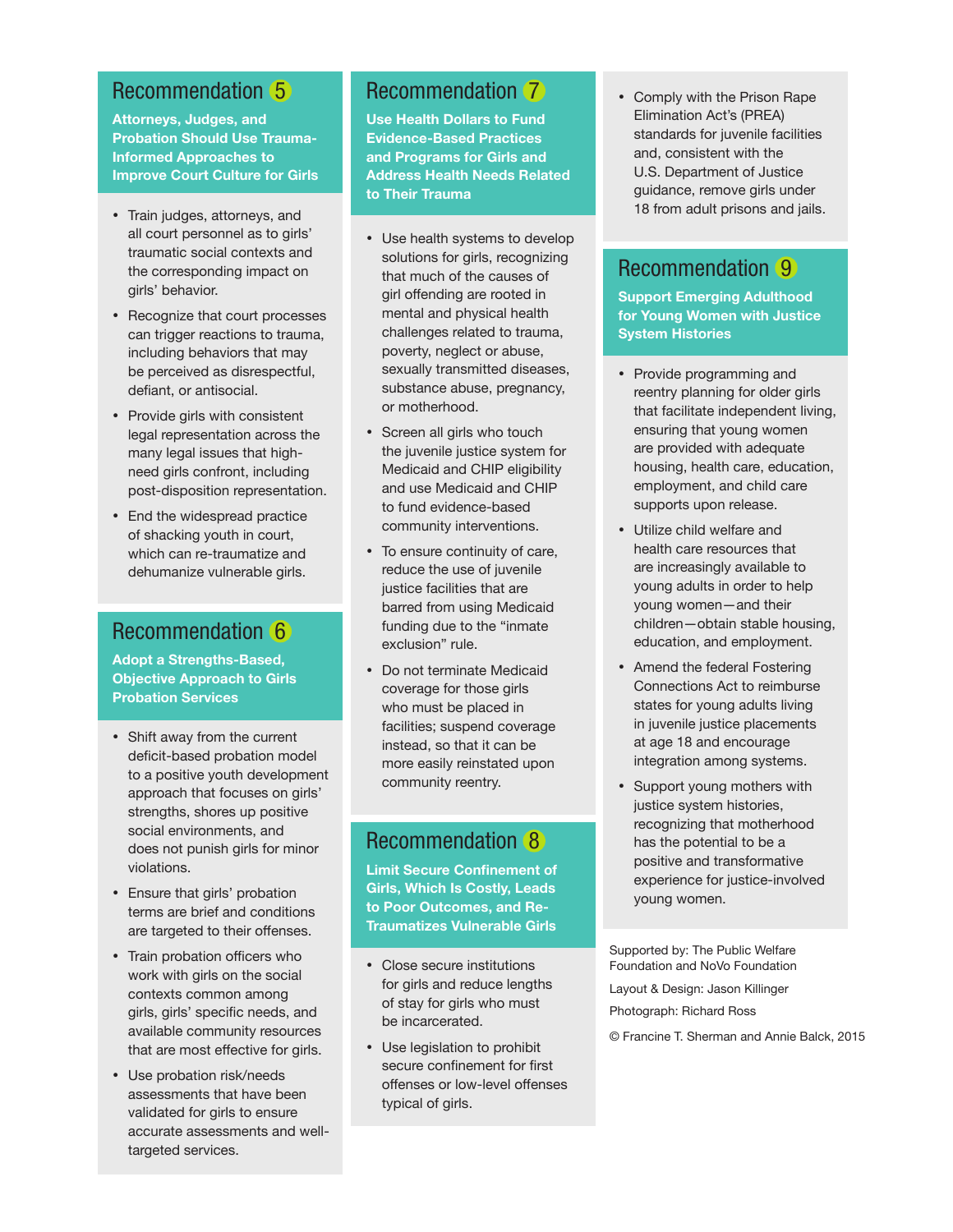## Recommendation 5

**Attorneys, Judges, and Probation Should Use Trauma-Informed Approaches to Improve Court Culture for Girls**

- Train judges, attorneys, and all court personnel as to girls' traumatic social contexts and the corresponding impact on girls' behavior.
- Recognize that court processes can trigger reactions to trauma, including behaviors that may be perceived as disrespectful, defiant, or antisocial.
- Provide girls with consistent legal representation across the many legal issues that high-need girls confront, including post-disposition representation.
- End the widespread practice of shacking youth in court, which can re-traumatize and dehumanize vulnerable girls.

## Recommendation 6

**Adopt a Strengths-Based, Objective Approach to Girls Probation Services**

- Shift away from the current deficit-based probation model to a positive youth development approach that focuses on girls' strengths, shores up positive social environments, and does not punish girls for minor violations.
- Ensure that girls' probation terms are brief and conditions are targeted to their offenses.
- Train probation officers who work with girls on the social contexts common among girls, girls' specific needs, and available community resources that are most effective for girls.
- Use probation risk/needs assessments that have been validated for girls to ensure accurate assessments and well-targeted services.

## Recommendation 7

**Use Health Dollars to Fund Evidence-Based Practices and Programs for Girls and Address Health Needs Related to Their Trauma**

- Use health systems to develop solutions for girls, recognizing that much of the causes of girl offending are rooted in mental and physical health challenges related to trauma, poverty, neglect or abuse, sexually transmitted diseases, substance abuse, pregnancy, or motherhood.
- Screen all girls who touch the juvenile justice system for Medicaid and CHIP eligibility and use Medicaid and CHIP to fund evidence-based community interventions.
- To ensure continuity of care, reduce the use of juvenile justice facilities that are barred from using Medicaid funding due to the "inmate exclusion" rule.
- Do not terminate Medicaid coverage for those girls who must be placed in facilities; suspend coverage instead, so that it can be more easily reinstated upon community reentry.

## Recommendation 8

**Limit Secure Confinement of Girls, Which Is Costly, Leads to Poor Outcomes, and Re-Traumatizes Vulnerable Girls**

- Close secure institutions for girls and reduce lengths of stay for girls who must be incarcerated.
- Use legislation to prohibit secure confinement for first offenses or low-level offenses typical of girls.
- Comply with the Prison Rape Elimination Act's (PREA) standards for juvenile facilities and, consistent with the U.S. Department of Justice guidance, remove girls under 18 from adult prisons and jails.

## Recommendation 9

**Support Emerging Adulthood for Young Women with Justice System Histories**

- Provide programming and reentry planning for older girls that facilitate independent living, ensuring that young women are provided with adequate housing, health care, education, employment, and child care supports upon release.
- Utilize child welfare and health care resources that are increasingly available to young adults in order to help young women—and their children—obtain stable housing, education, and employment.
- Amend the federal Fostering Connections Act to reimburse states for young adults living in juvenile justice placements at age 18 and encourage integration among systems.
- Support young mothers with justice system histories, recognizing that motherhood has the potential to be a positive and transformative experience for justice-involved young women.

Supported by: The Public Welfare Foundation and NoVo Foundation

Layout & Design: Jason Killinger

Photograph: Richard Ross

© Francine T. Sherman and Annie Balck, 2015